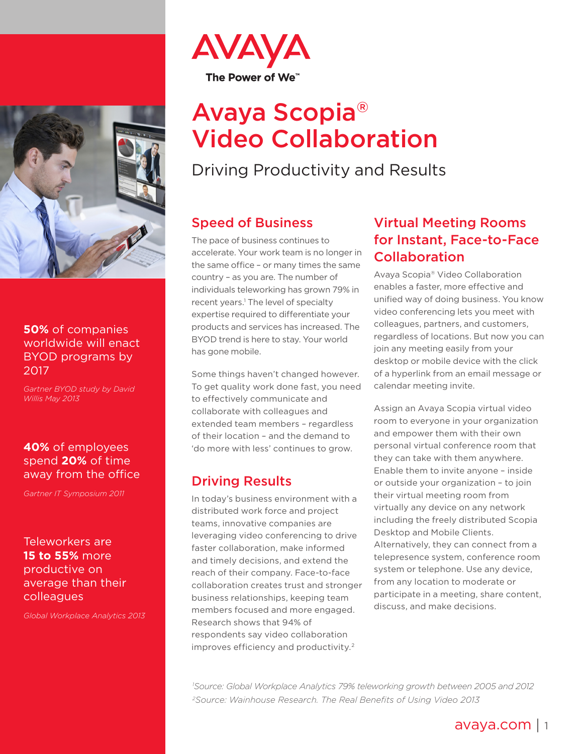AVAYA

The Power of We™

# Avaya Scopia® Video Collaboration

## Driving Productivity and Results

**50%** of companies worldwide will enact BYOD programs by 2017

*Gartner BYOD study by David Willis May 2013*

**40%** of employees spend **20%** of time away from the office

*Gartner IT Symposium 2011*

Teleworkers are **15 to 55%** more productive on average than their colleagues

*Global Workplace Analytics 2013*

### Speed of Business

The pace of business continues to accelerate. Your work team is no longer in the same office – or many times the same country – as you are. The number of individuals teleworking has grown 79% in recent years.[1] The level of specialty expertise required to differentiate your products and services has increased. The BYOD trend is here to stay. Your world has gone mobile.

Some things haven't changed however. To get quality work done fast, you need to effectively communicate and collaborate with colleagues and extended team members – regardless of their location – and the demand to 'do more with less' continues to grow.

### Driving Results

In today's business environment with a distributed work force and project teams, innovative companies are leveraging video conferencing to drive faster collaboration, make informed and timely decisions, and extend the reach of their company. Face-to-face collaboration creates trust and stronger business relationships, keeping team members focused and more engaged. Research shows that 94% of respondents say video collaboration improves efficiency and productivity.[2]

### Virtual Meeting Rooms for Instant, Face-to-Face Collaboration

Avaya Scopia® Video Collaboration enables a faster, more effective and unified way of doing business. You know video conferencing lets you meet with colleagues, partners, and customers, regardless of locations. But now you can join any meeting easily from your desktop or mobile device with the click of a hyperlink from an email message or calendar meeting invite.

Assign an Avaya Scopia virtual video room to everyone in your organization and empower them with their own personal virtual conference room that they can take with them anywhere. Enable them to invite anyone – inside or outside your organization – to join their virtual meeting room from virtually any device on any network including the freely distributed Scopia Desktop and Mobile Clients. Alternatively, they can connect from a telepresence system, conference room system or telephone. Use any device, from any location to moderate or participate in a meeting, share content, discuss, and make decisions.

*[1]Source: Global Workplace Analytics 79% teleworking growth between 2005 and 2012*
*[2]Source: Wainhouse Research. The Real Benefits of Using Video 2013*

avaya.com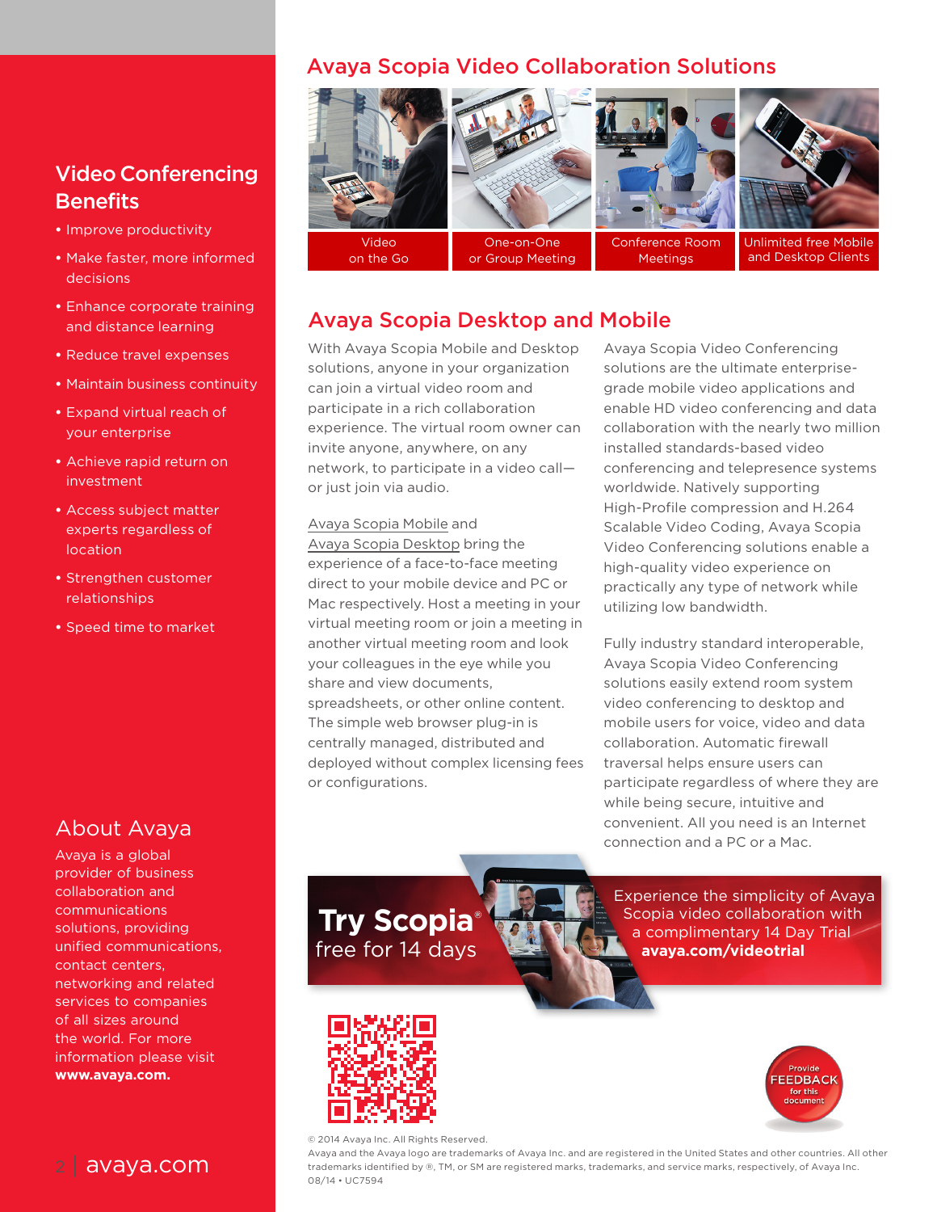## Video Conferencing Benefits

- Improve productivity
- Make faster, more informed decisions
- Enhance corporate training and distance learning
- Reduce travel expenses
- Maintain business continuity
- Expand virtual reach of your enterprise
- Achieve rapid return on investment
- Access subject matter experts regardless of location
- Strengthen customer relationships
- Speed time to market

## About Avaya

Avaya is a global provider of business collaboration and communications solutions, providing unified communications, contact centers, networking and related services to companies of all sizes around the world. For more information please visit **www.avaya.com.**

## Avaya Scopia Video Collaboration Solutions

Video on the Go

One-on-One or Group Meeting

Conference Room Meetings

Unlimited free Mobile and Desktop Clients

## Avaya Scopia Desktop and Mobile

With Avaya Scopia Mobile and Desktop solutions, anyone in your organization can join a virtual video room and participate in a rich collaboration experience. The virtual room owner can invite anyone, anywhere, on any network, to participate in a video call—or just join via audio.

Avaya Scopia Mobile and Avaya Scopia Desktop bring the experience of a face-to-face meeting direct to your mobile device and PC or Mac respectively. Host a meeting in your virtual meeting room or join a meeting in another virtual meeting room and look your colleagues in the eye while you share and view documents, spreadsheets, or other online content. The simple web browser plug-in is centrally managed, distributed and deployed without complex licensing fees or configurations.

Avaya Scopia Video Conferencing solutions are the ultimate enterprise-grade mobile video applications and enable HD video conferencing and data collaboration with the nearly two million installed standards-based video conferencing and telepresence systems worldwide. Natively supporting High-Profile compression and H.264 Scalable Video Coding, Avaya Scopia Video Conferencing solutions enable a high-quality video experience on practically any type of network while utilizing low bandwidth.

Fully industry standard interoperable, Avaya Scopia Video Conferencing solutions easily extend room system video conferencing to desktop and mobile users for voice, video and data collaboration. Automatic firewall traversal helps ensure users can participate regardless of where they are while being secure, intuitive and convenient. All you need is an Internet connection and a PC or a Mac.

**Try Scopia®** free for 14 days

Experience the simplicity of Avaya Scopia video collaboration with a complimentary 14 Day Trial **avaya.com/videotrial**

Provide FEEDBACK for this document

© 2014 Avaya Inc. All Rights Reserved.

Avaya and the Avaya logo are trademarks of Avaya Inc. and are registered in the United States and other countries. All other trademarks identified by ®, TM, or SM are registered marks, trademarks, and service marks, respectively, of Avaya Inc.

08/14 • UC7594